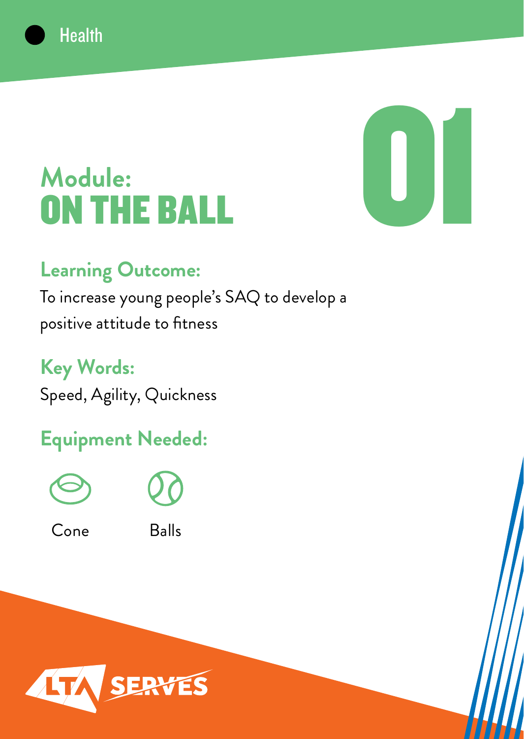Health

# Module: ON THE BALL

01

## Learning Outcome:

To increase young people's SAQ to develop a positive attitude to fitness

## Key Words:

Speed, Agility, Quickness

## Equipment Needed:

Cone

Balls

LTA SERVES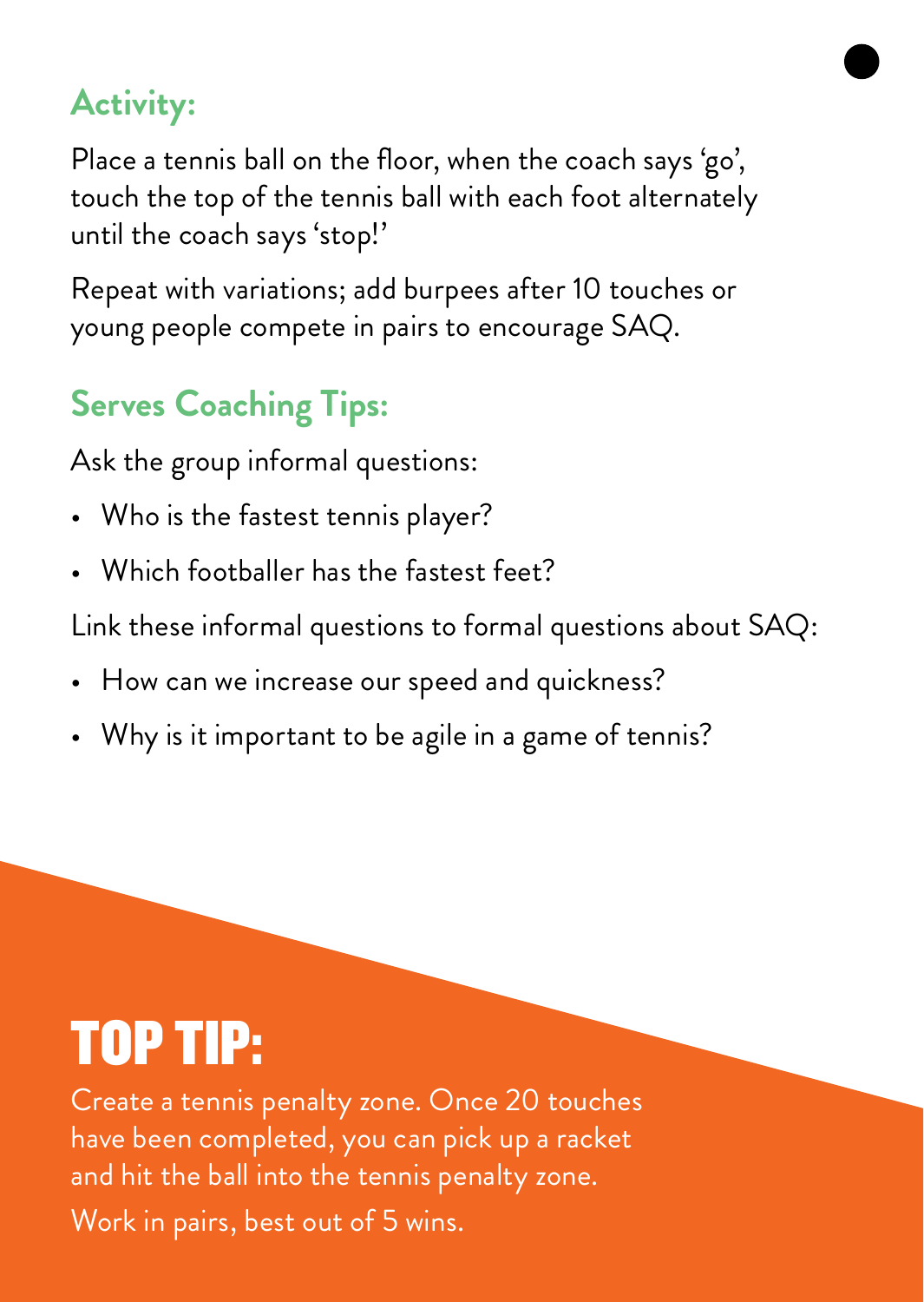## Activity:

Place a tennis ball on the floor, when the coach says 'go', touch the top of the tennis ball with each foot alternately until the coach says 'stop!'

Repeat with variations; add burpees after 10 touches or young people compete in pairs to encourage SAQ.

## Serves Coaching Tips:

Ask the group informal questions:

- Who is the fastest tennis player?
- Which footballer has the fastest feet?

Link these informal questions to formal questions about SAQ:

- How can we increase our speed and quickness?
- Why is it important to be agile in a game of tennis?

# TOP TIP:

Create a tennis penalty zone. Once 20 touches have been completed, you can pick up a racket and hit the ball into the tennis penalty zone.

Work in pairs, best out of 5 wins.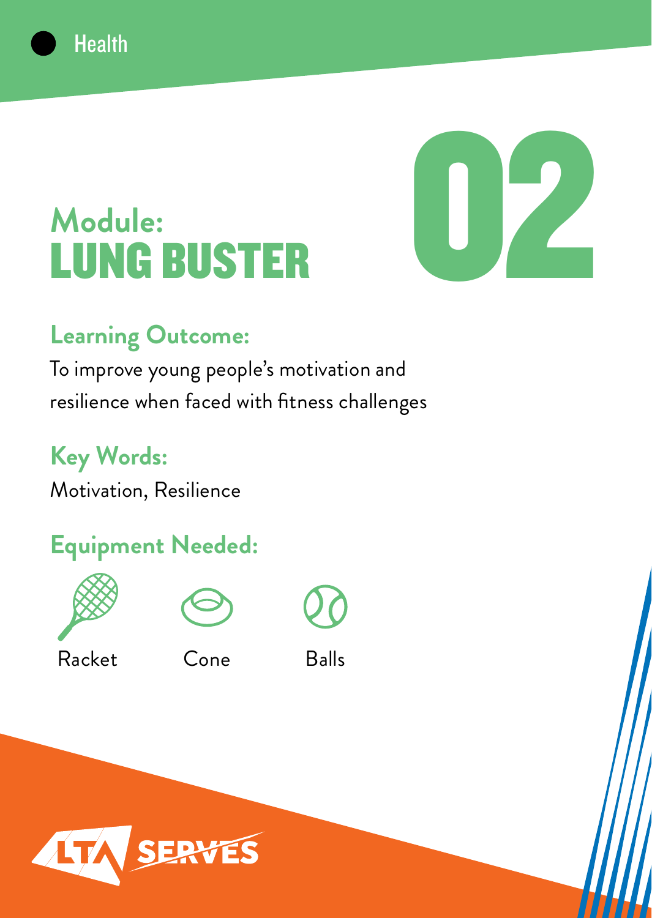Health

# Module: LUNG BUSTER

02

## Learning Outcome:

To improve young people's motivation and resilience when faced with fitness challenges

## Key Words:

Motivation, Resilience

## Equipment Needed:

- Racket
- Cone
- Balls

LTA SERVES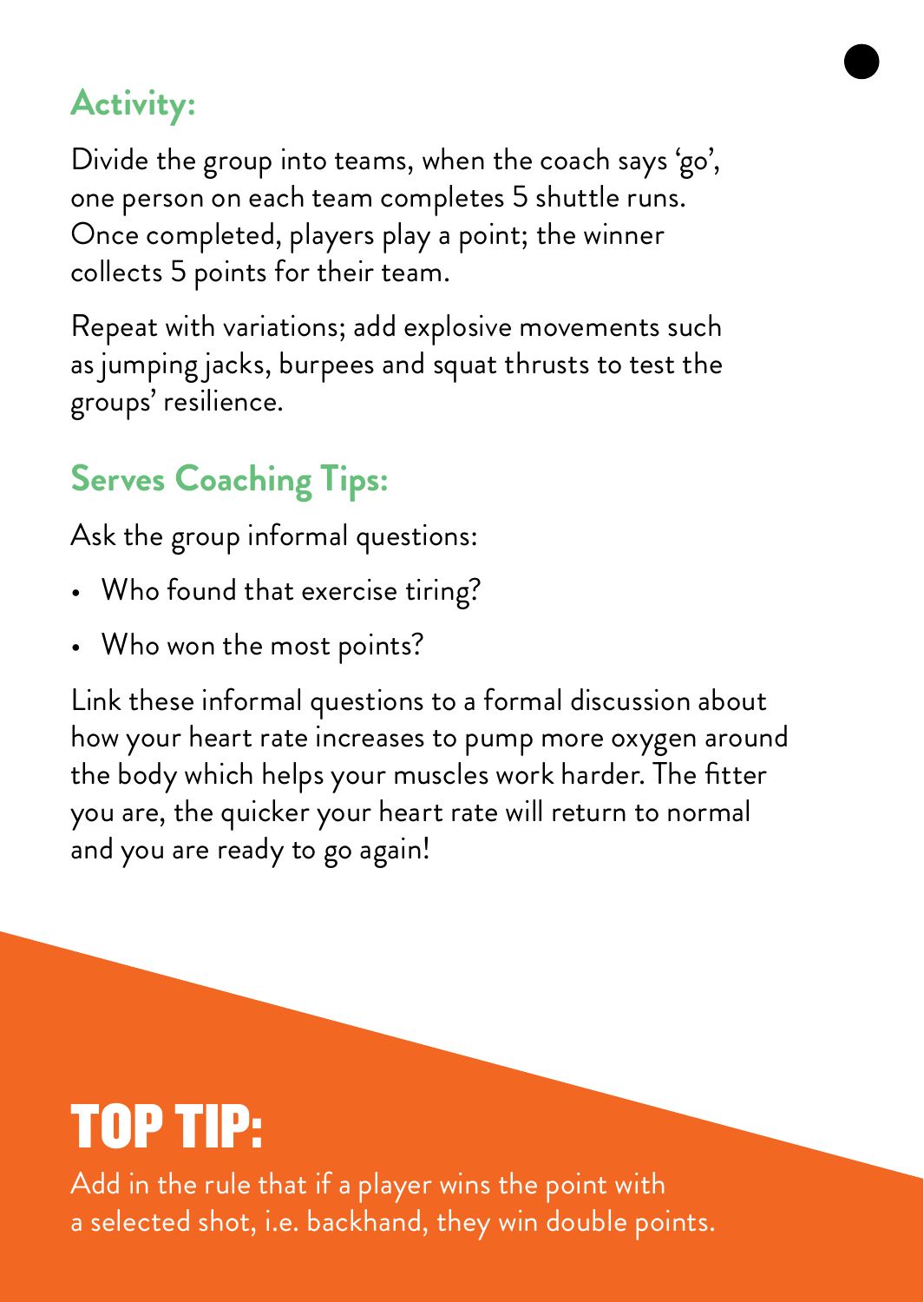## Activity:

Divide the group into teams, when the coach says 'go', one person on each team completes 5 shuttle runs. Once completed, players play a point; the winner collects 5 points for their team.

Repeat with variations; add explosive movements such as jumping jacks, burpees and squat thrusts to test the groups' resilience.

## Serves Coaching Tips:

Ask the group informal questions:

- Who found that exercise tiring?
- Who won the most points?

Link these informal questions to a formal discussion about how your heart rate increases to pump more oxygen around the body which helps your muscles work harder. The fitter you are, the quicker your heart rate will return to normal and you are ready to go again!

## TOP TIP:

Add in the rule that if a player wins the point with a selected shot, i.e. backhand, they win double points.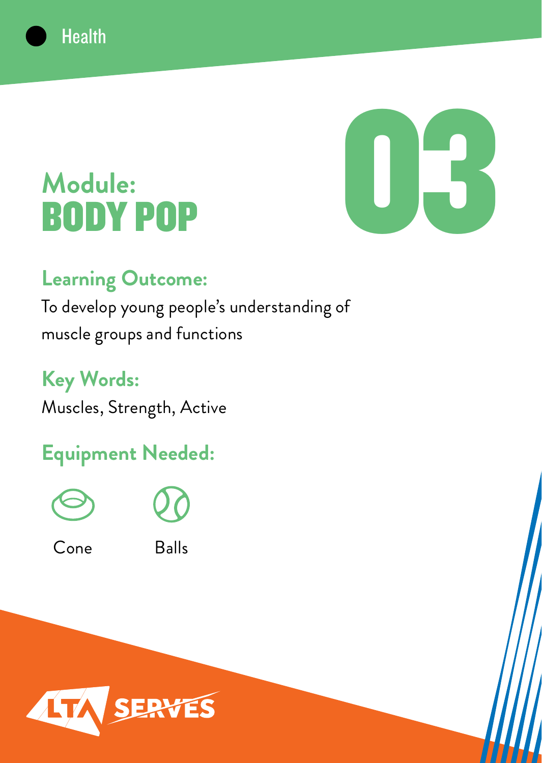Health

# Module: BODY POP

03

## Learning Outcome:

To develop young people's understanding of muscle groups and functions

## Key Words:

Muscles, Strength, Active

## Equipment Needed:

Cone

Balls

LTA SERVES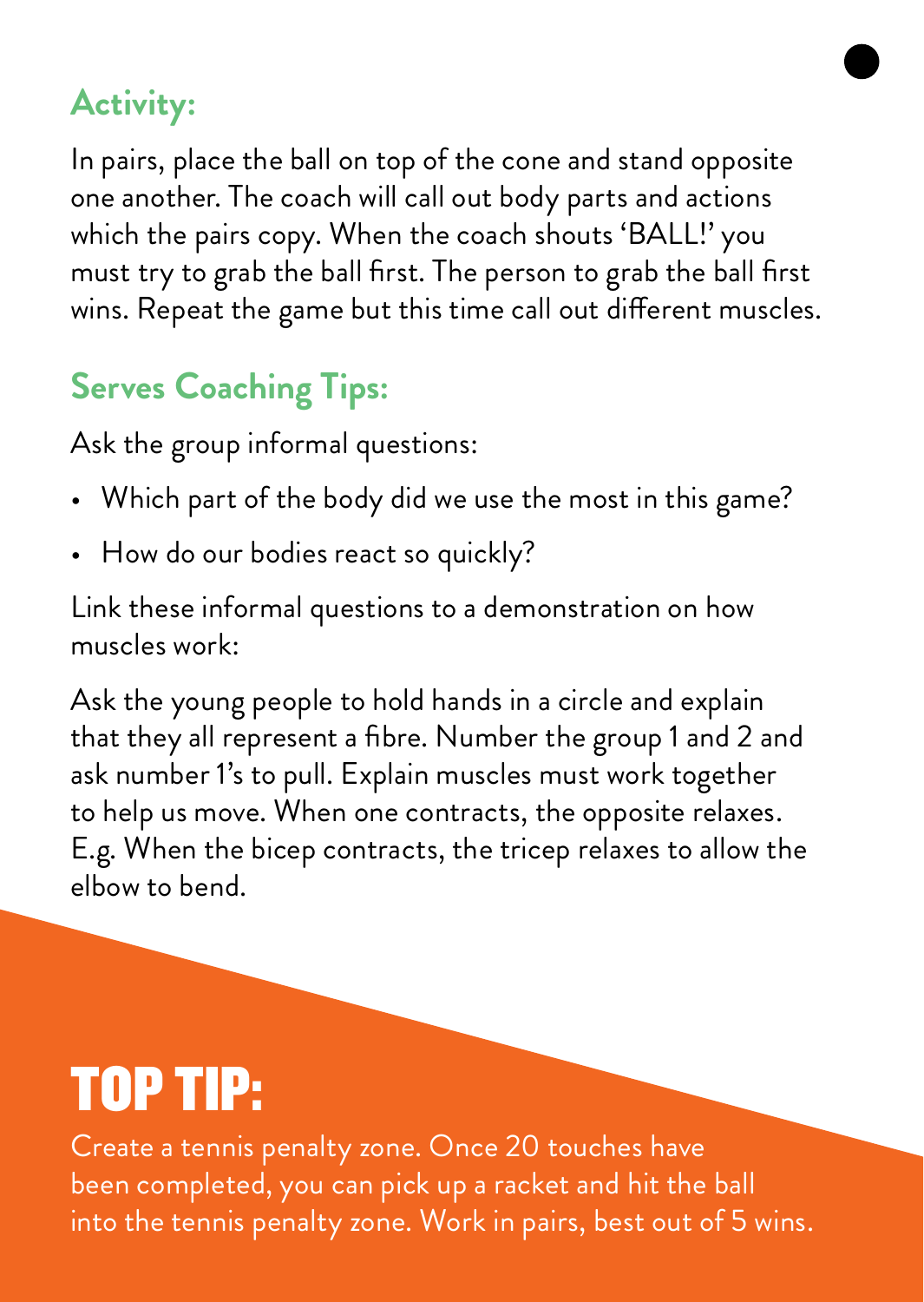## Activity:

In pairs, place the ball on top of the cone and stand opposite one another. The coach will call out body parts and actions which the pairs copy. When the coach shouts 'BALL!' you must try to grab the ball first. The person to grab the ball first wins. Repeat the game but this time call out different muscles.

## Serves Coaching Tips:

Ask the group informal questions:

- Which part of the body did we use the most in this game?
- How do our bodies react so quickly?

Link these informal questions to a demonstration on how muscles work:

Ask the young people to hold hands in a circle and explain that they all represent a fibre. Number the group 1 and 2 and ask number 1's to pull. Explain muscles must work together to help us move. When one contracts, the opposite relaxes. E.g. When the bicep contracts, the tricep relaxes to allow the elbow to bend.

# TOP TIP:

Create a tennis penalty zone. Once 20 touches have been completed, you can pick up a racket and hit the ball into the tennis penalty zone. Work in pairs, best out of 5 wins.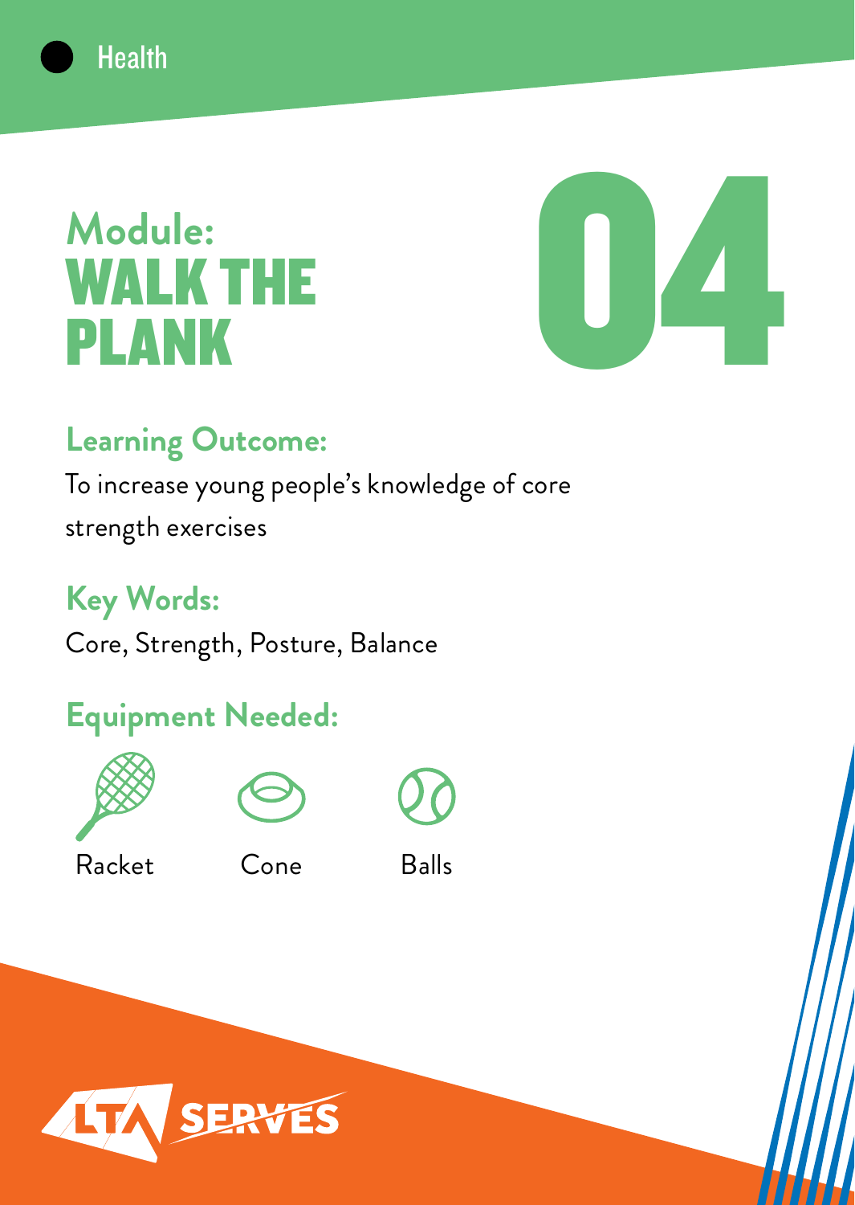Health

# Module: WALK THE PLANK

04

## Learning Outcome:

To increase young people's knowledge of core strength exercises

## Key Words:

Core, Strength, Posture, Balance

## Equipment Needed:

Racket

Cone

Balls

LTA SERVES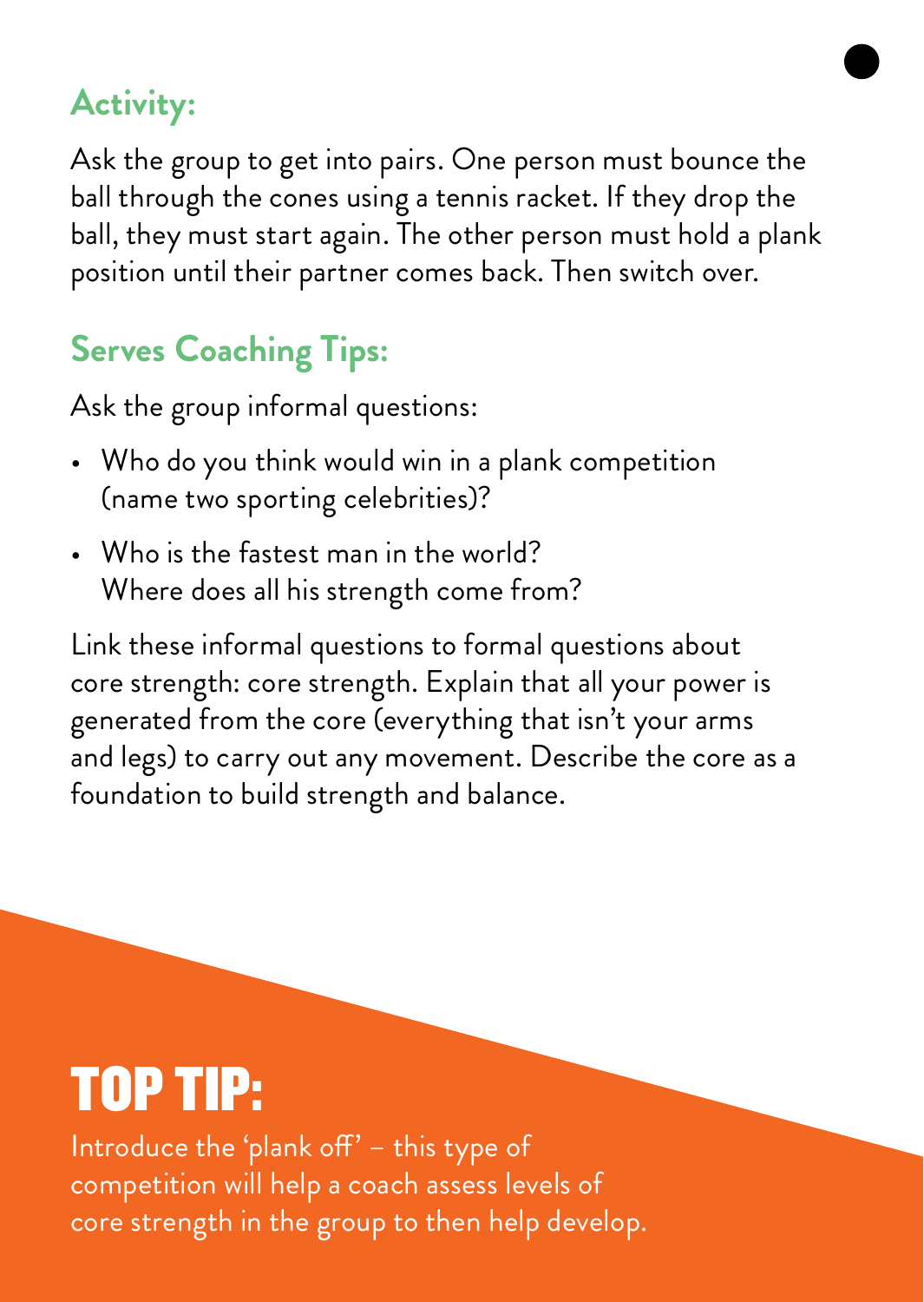## Activity:

Ask the group to get into pairs. One person must bounce the ball through the cones using a tennis racket. If they drop the ball, they must start again. The other person must hold a plank position until their partner comes back. Then switch over.

## Serves Coaching Tips:

Ask the group informal questions:

- Who do you think would win in a plank competition (name two sporting celebrities)?
- Who is the fastest man in the world? Where does all his strength come from?

Link these informal questions to formal questions about core strength: core strength. Explain that all your power is generated from the core (everything that isn't your arms and legs) to carry out any movement. Describe the core as a foundation to build strength and balance.

## TOP TIP:

Introduce the 'plank off' – this type of competition will help a coach assess levels of core strength in the group to then help develop.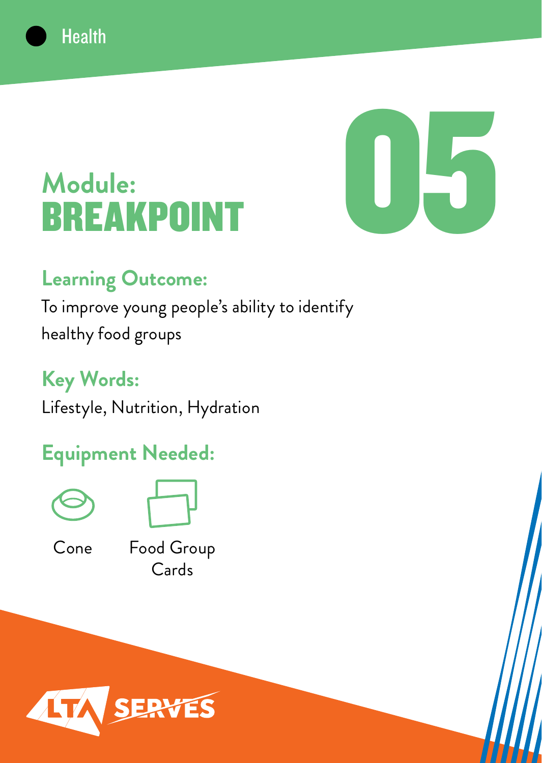Health

# Module: BREAKPOINT

05

## Learning Outcome:

To improve young people's ability to identify healthy food groups

## Key Words:

Lifestyle, Nutrition, Hydration

## Equipment Needed:

- Cone
- Food Group Cards

LTA SERVES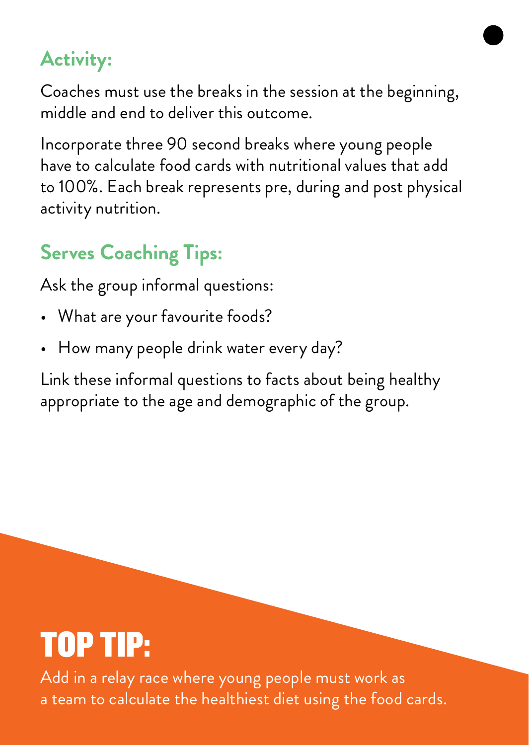## Activity:

Coaches must use the breaks in the session at the beginning, middle and end to deliver this outcome.

Incorporate three 90 second breaks where young people have to calculate food cards with nutritional values that add to 100%. Each break represents pre, during and post physical activity nutrition.

## Serves Coaching Tips:

Ask the group informal questions:

- What are your favourite foods?
- How many people drink water every day?

Link these informal questions to facts about being healthy appropriate to the age and demographic of the group.

## TOP TIP:

Add in a relay race where young people must work as a team to calculate the healthiest diet using the food cards.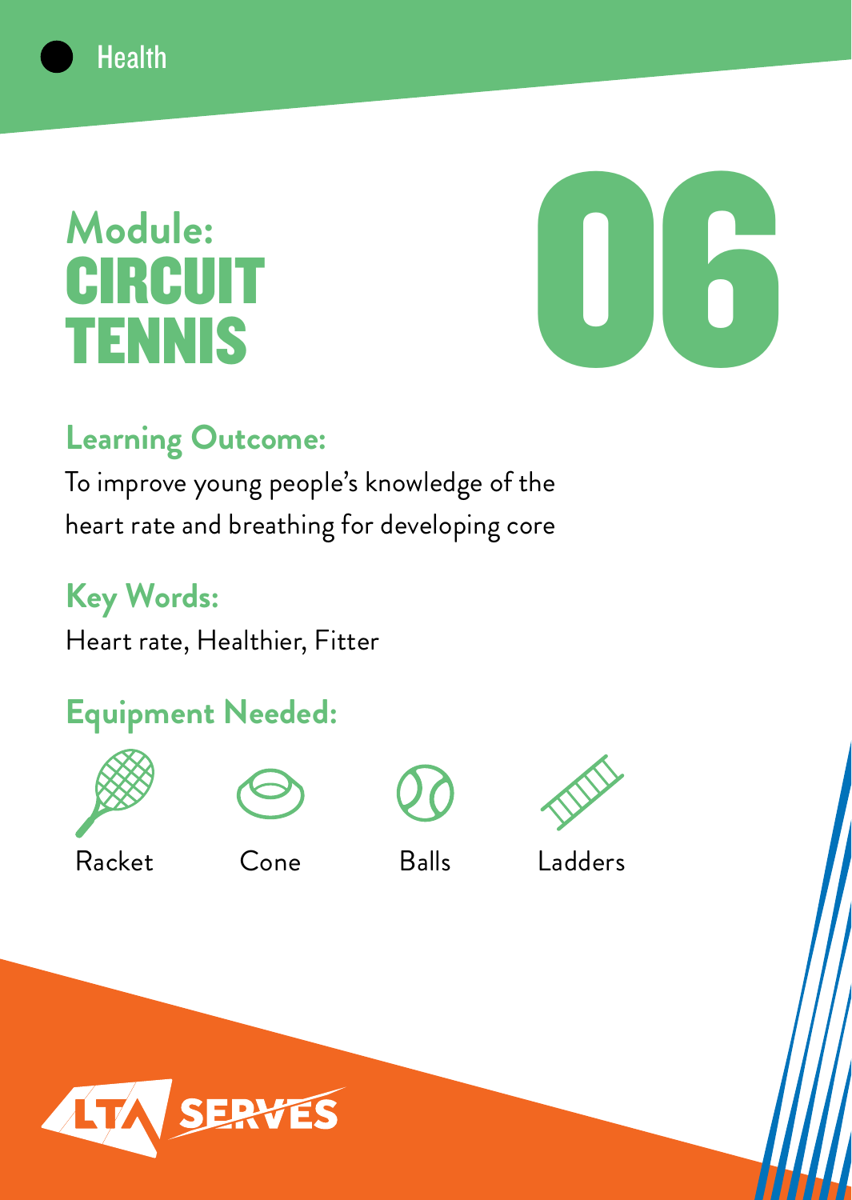Health

# Module: CIRCUIT TENNIS

06

## Learning Outcome:

To improve young people's knowledge of the heart rate and breathing for developing core

## Key Words:

Heart rate, Healthier, Fitter

## Equipment Needed:

- Racket
- Cone
- Balls
- Ladders

LTA SERVES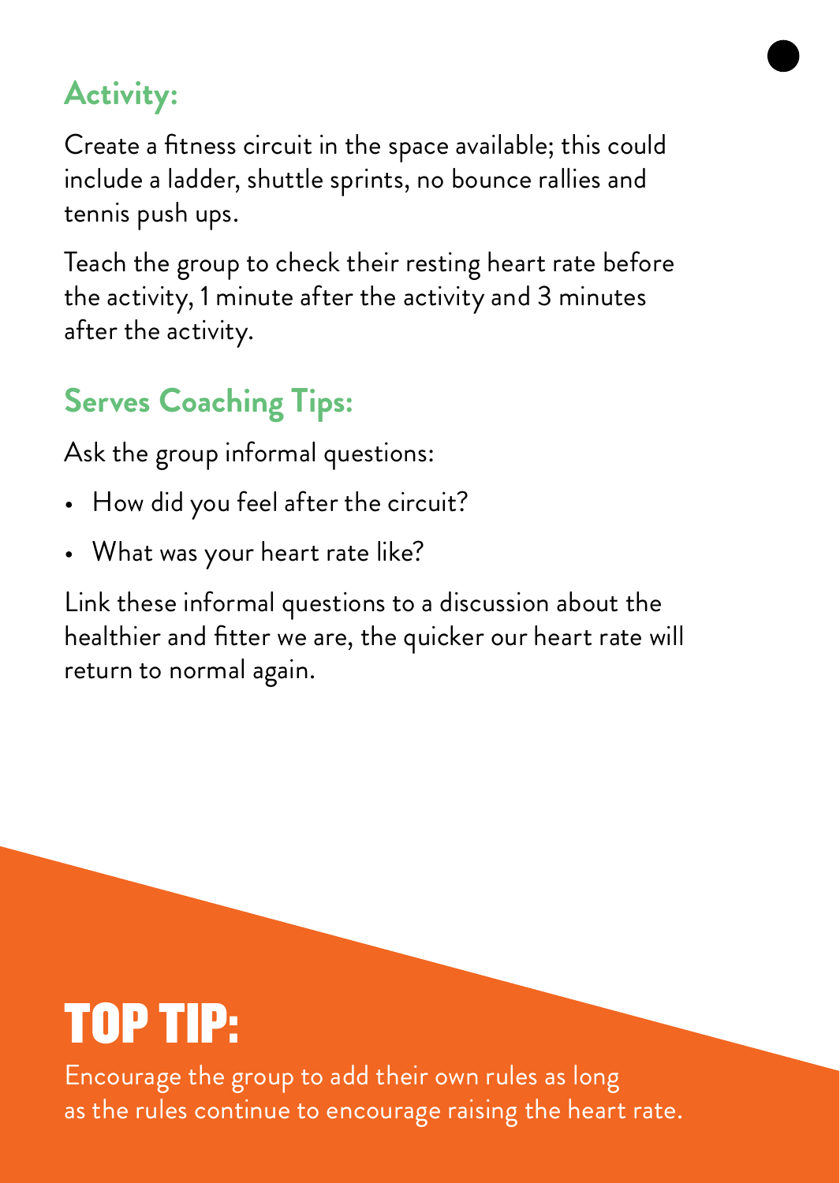## Activity:

Create a fitness circuit in the space available; this could include a ladder, shuttle sprints, no bounce rallies and tennis push ups.

Teach the group to check their resting heart rate before the activity, 1 minute after the activity and 3 minutes after the activity.

## Serves Coaching Tips:

Ask the group informal questions:

- How did you feel after the circuit?
- What was your heart rate like?

Link these informal questions to a discussion about the healthier and fitter we are, the quicker our heart rate will return to normal again.

## TOP TIP:

Encourage the group to add their own rules as long as the rules continue to encourage raising the heart rate.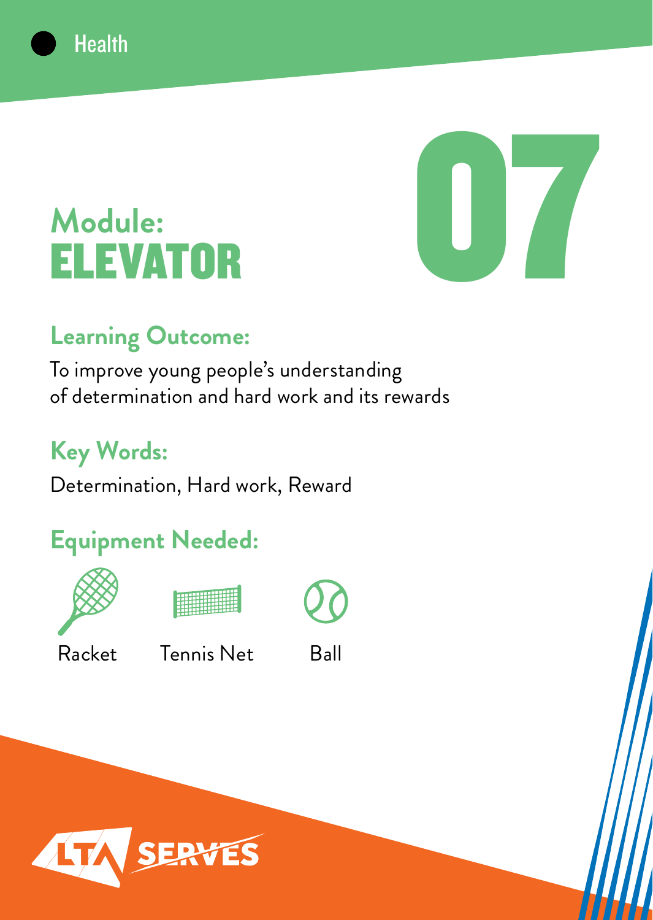Health

# Module: ELEVATOR

07

## Learning Outcome:

To improve young people's understanding of determination and hard work and its rewards

## Key Words:

Determination, Hard work, Reward

## Equipment Needed:

Racket

Tennis Net

Ball

LTA SERVES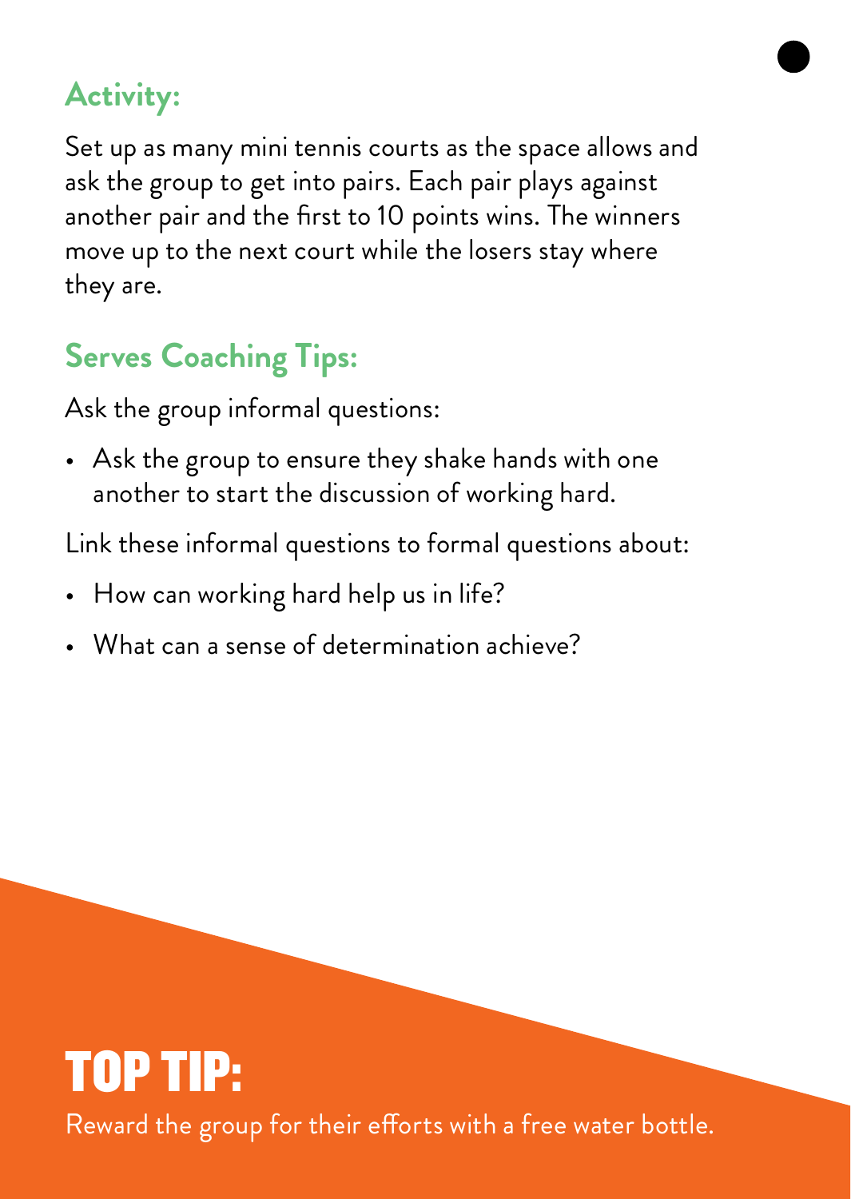## Activity:

Set up as many mini tennis courts as the space allows and ask the group to get into pairs. Each pair plays against another pair and the first to 10 points wins. The winners move up to the next court while the losers stay where they are.

## Serves Coaching Tips:

Ask the group informal questions:

- Ask the group to ensure they shake hands with one another to start the discussion of working hard.

Link these informal questions to formal questions about:

- How can working hard help us in life?
- What can a sense of determination achieve?

# TOP TIP:

Reward the group for their efforts with a free water bottle.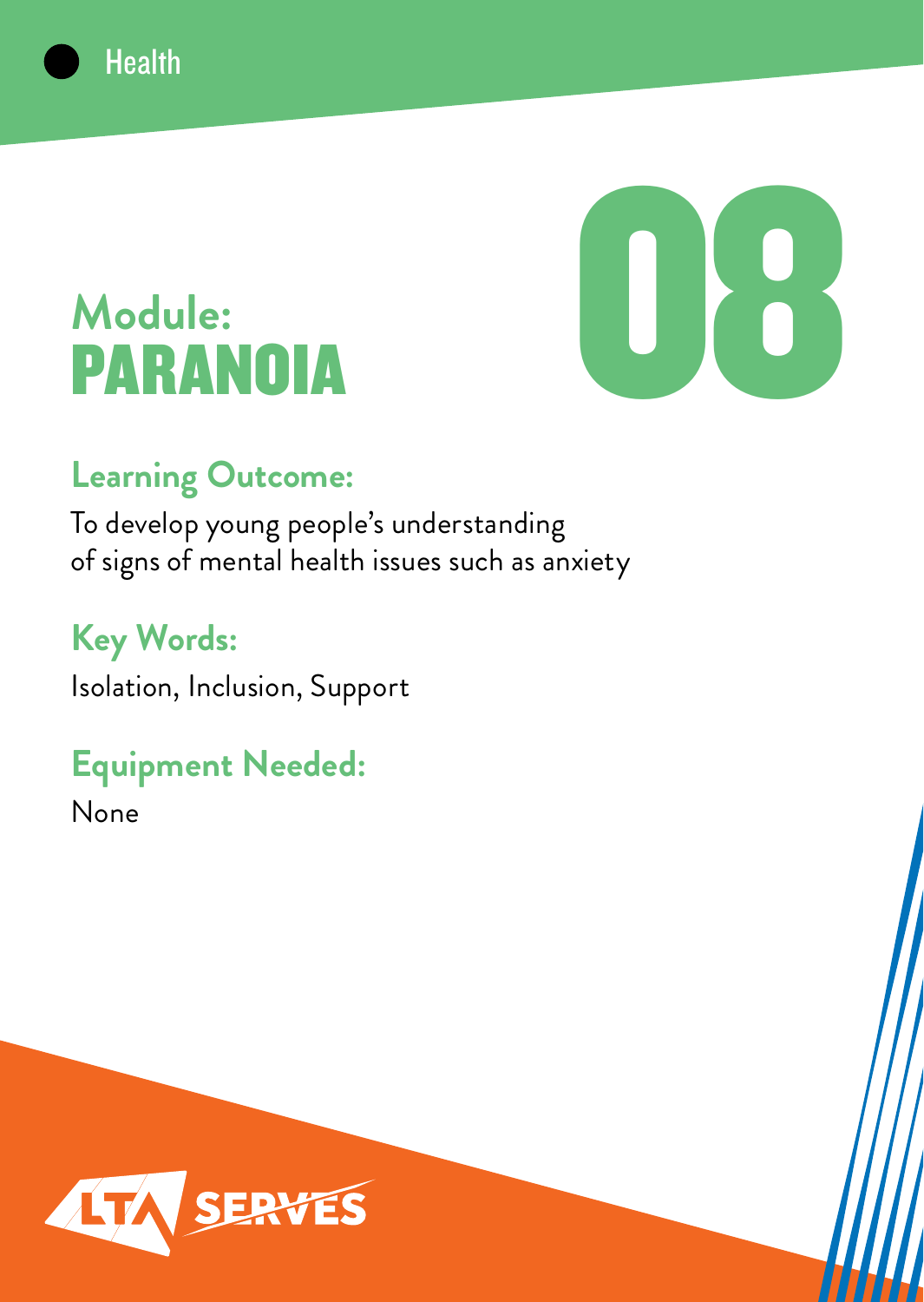Health

# Module: PARANOIA

08

## Learning Outcome:

To develop young people's understanding of signs of mental health issues such as anxiety

## Key Words:

Isolation, Inclusion, Support

## Equipment Needed:

None

LTA SERVES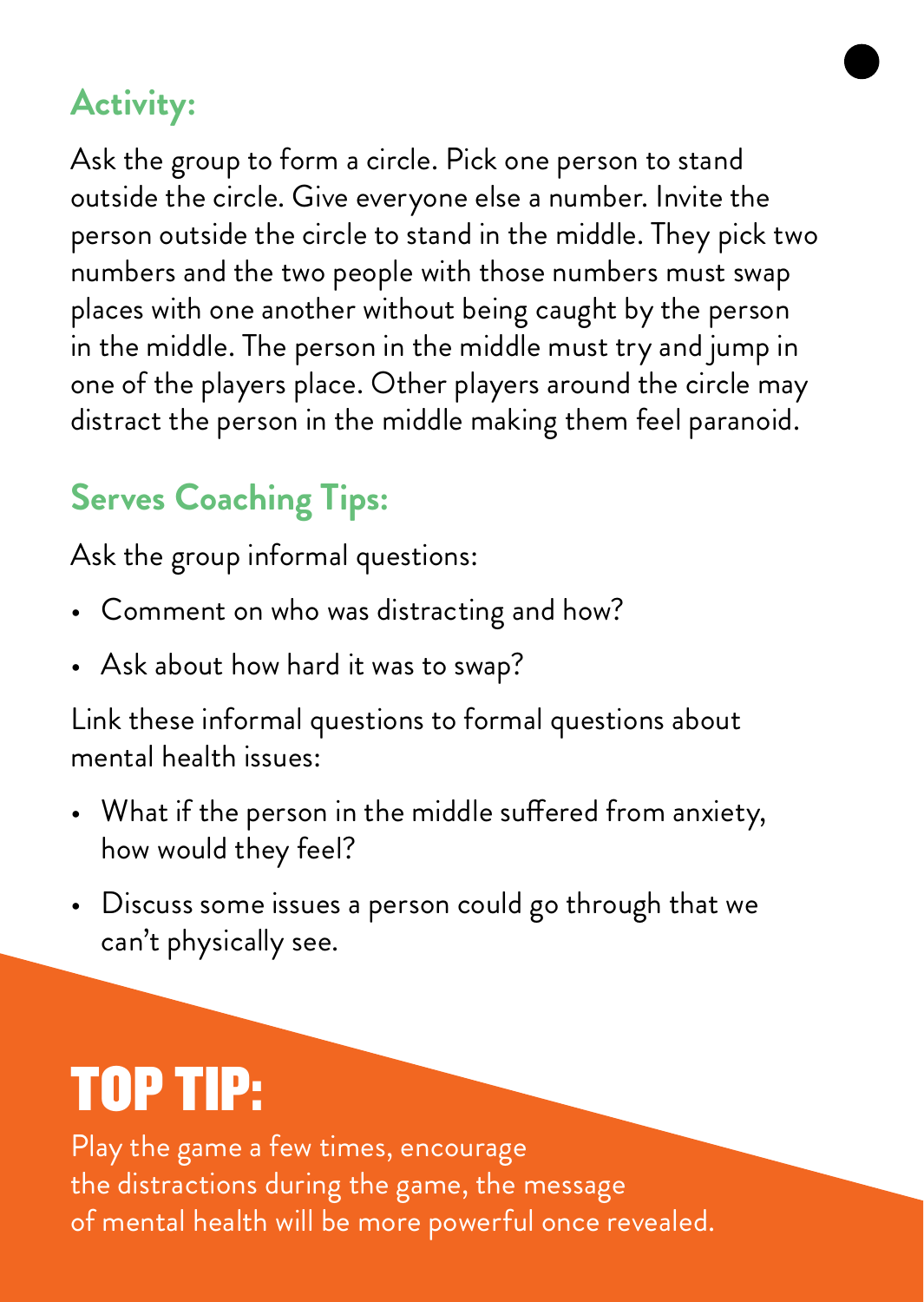## Activity:

Ask the group to form a circle. Pick one person to stand outside the circle. Give everyone else a number. Invite the person outside the circle to stand in the middle. They pick two numbers and the two people with those numbers must swap places with one another without being caught by the person in the middle. The person in the middle must try and jump in one of the players place. Other players around the circle may distract the person in the middle making them feel paranoid.

## Serves Coaching Tips:

Ask the group informal questions:

- Comment on who was distracting and how?
- Ask about how hard it was to swap?

Link these informal questions to formal questions about mental health issues:

- What if the person in the middle suffered from anxiety, how would they feel?
- Discuss some issues a person could go through that we can't physically see.

## TOP TIP:

Play the game a few times, encourage the distractions during the game, the message of mental health will be more powerful once revealed.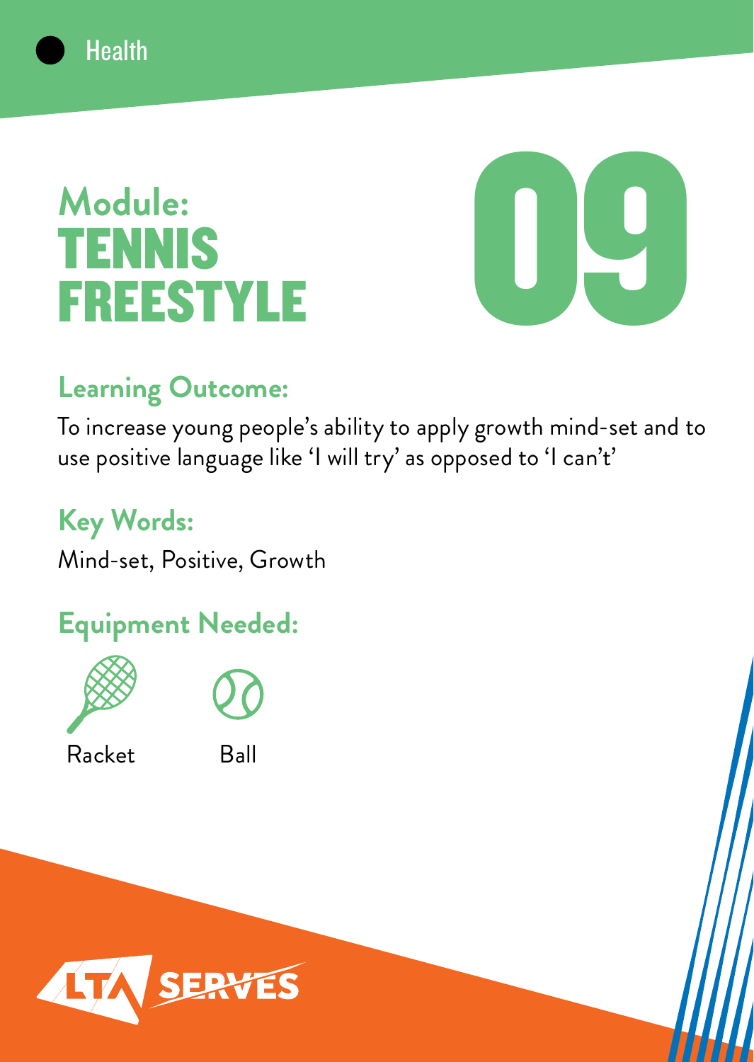Health

# Module: TENNIS FREESTYLE

09

## Learning Outcome:

To increase young people's ability to apply growth mind-set and to use positive language like 'I will try' as opposed to 'I can't'

## Key Words:

Mind-set, Positive, Growth

## Equipment Needed:

Racket

Ball

LTA SERVES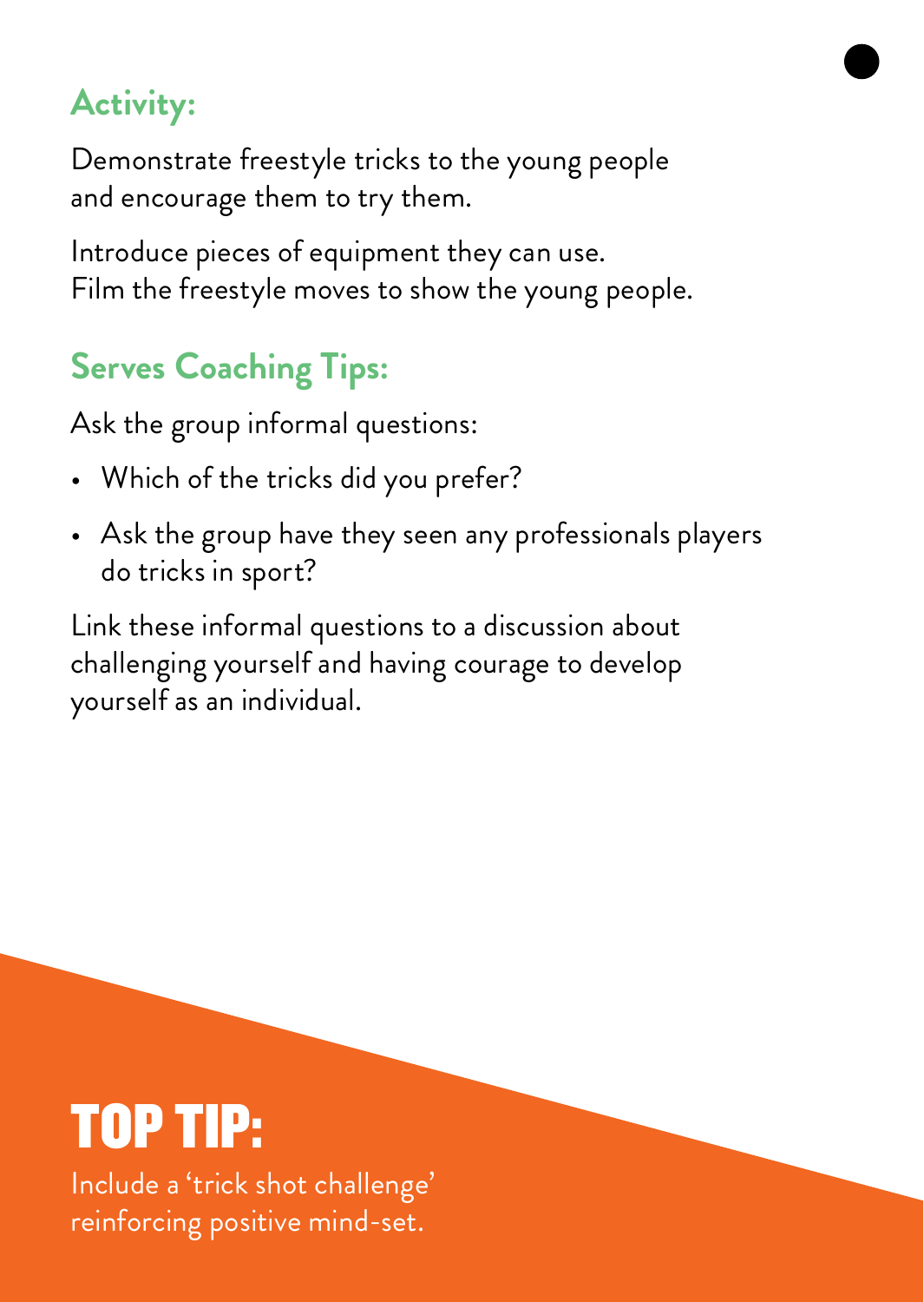## Activity:

Demonstrate freestyle tricks to the young people and encourage them to try them.

Introduce pieces of equipment they can use.
Film the freestyle moves to show the young people.

## Serves Coaching Tips:

Ask the group informal questions:

- Which of the tricks did you prefer?
- Ask the group have they seen any professionals players do tricks in sport?

Link these informal questions to a discussion about challenging yourself and having courage to develop yourself as an individual.

## TOP TIP:

Include a 'trick shot challenge' reinforcing positive mind-set.